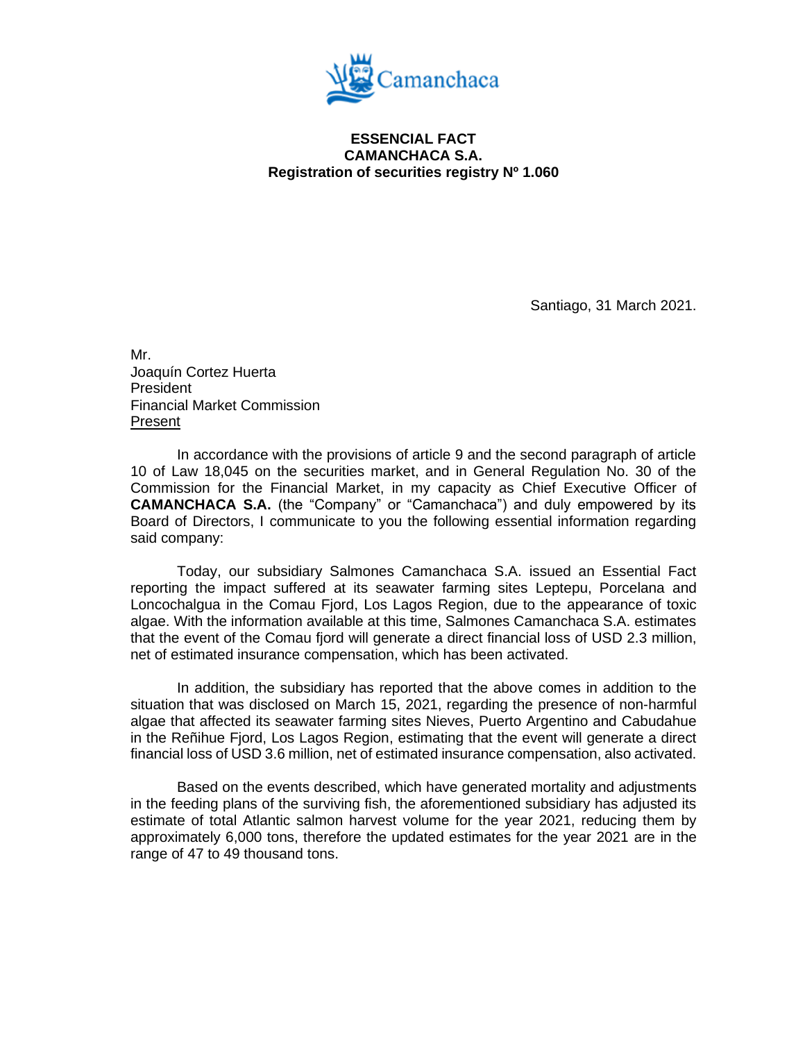**ESSENCIAL FACT**
**CAMANCHACA S.A.**
**Registration of securities registry Nº 1.060**

Santiago, 31 March 2021.

Mr.
Joaquín Cortez Huerta
President
Financial Market Commission
Present

In accordance with the provisions of article 9 and the second paragraph of article 10 of Law 18,045 on the securities market, and in General Regulation No. 30 of the Commission for the Financial Market, in my capacity as Chief Executive Officer of **CAMANCHACA S.A.** (the "Company" or "Camanchaca") and duly empowered by its Board of Directors, I communicate to you the following essential information regarding said company:

Today, our subsidiary Salmones Camanchaca S.A. issued an Essential Fact reporting the impact suffered at its seawater farming sites Leptepu, Porcelana and Loncochalgua in the Comau Fjord, Los Lagos Region, due to the appearance of toxic algae. With the information available at this time, Salmones Camanchaca S.A. estimates that the event of the Comau fjord will generate a direct financial loss of USD 2.3 million, net of estimated insurance compensation, which has been activated.

In addition, the subsidiary has reported that the above comes in addition to the situation that was disclosed on March 15, 2021, regarding the presence of non-harmful algae that affected its seawater farming sites Nieves, Puerto Argentino and Cabudahue in the Reñihue Fjord, Los Lagos Region, estimating that the event will generate a direct financial loss of USD 3.6 million, net of estimated insurance compensation, also activated.

Based on the events described, which have generated mortality and adjustments in the feeding plans of the surviving fish, the aforementioned subsidiary has adjusted its estimate of total Atlantic salmon harvest volume for the year 2021, reducing them by approximately 6,000 tons, therefore the updated estimates for the year 2021 are in the range of 47 to 49 thousand tons.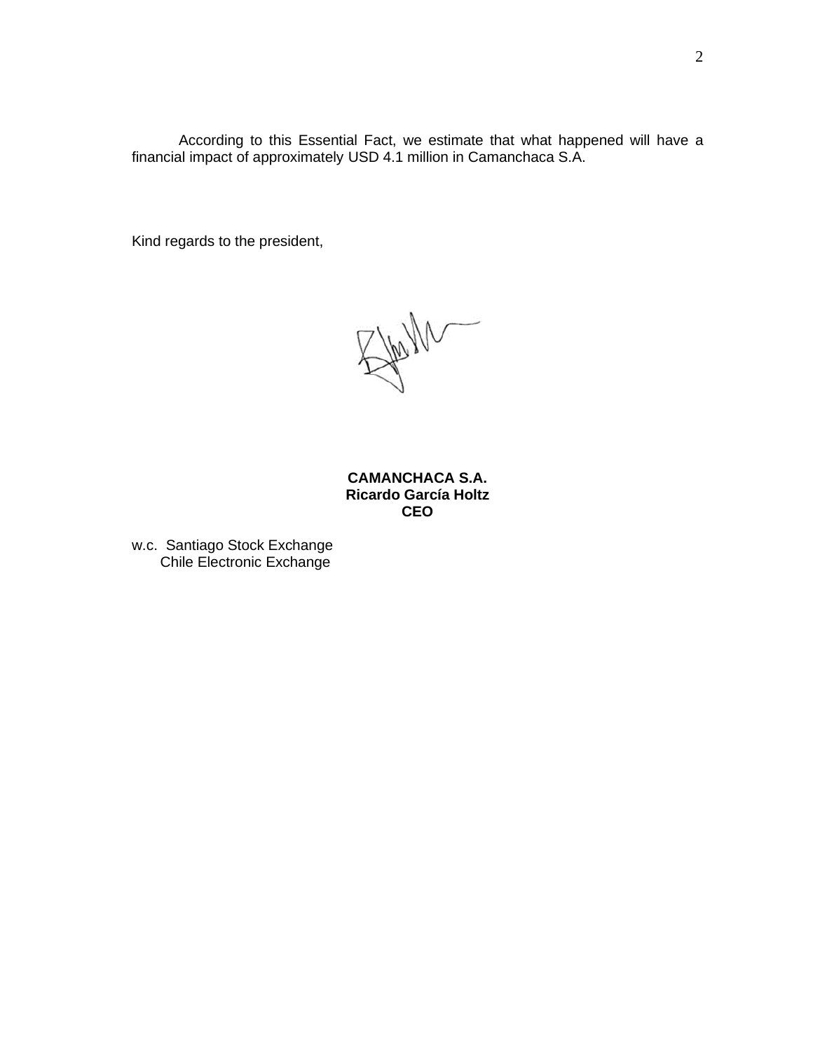According to this Essential Fact, we estimate that what happened will have a financial impact of approximately USD 4.1 million in Camanchaca S.A.

Kind regards to the president,

**CAMANCHACA S.A.**
**Ricardo García Holtz**
**CEO**

w.c. Santiago Stock Exchange
Chile Electronic Exchange